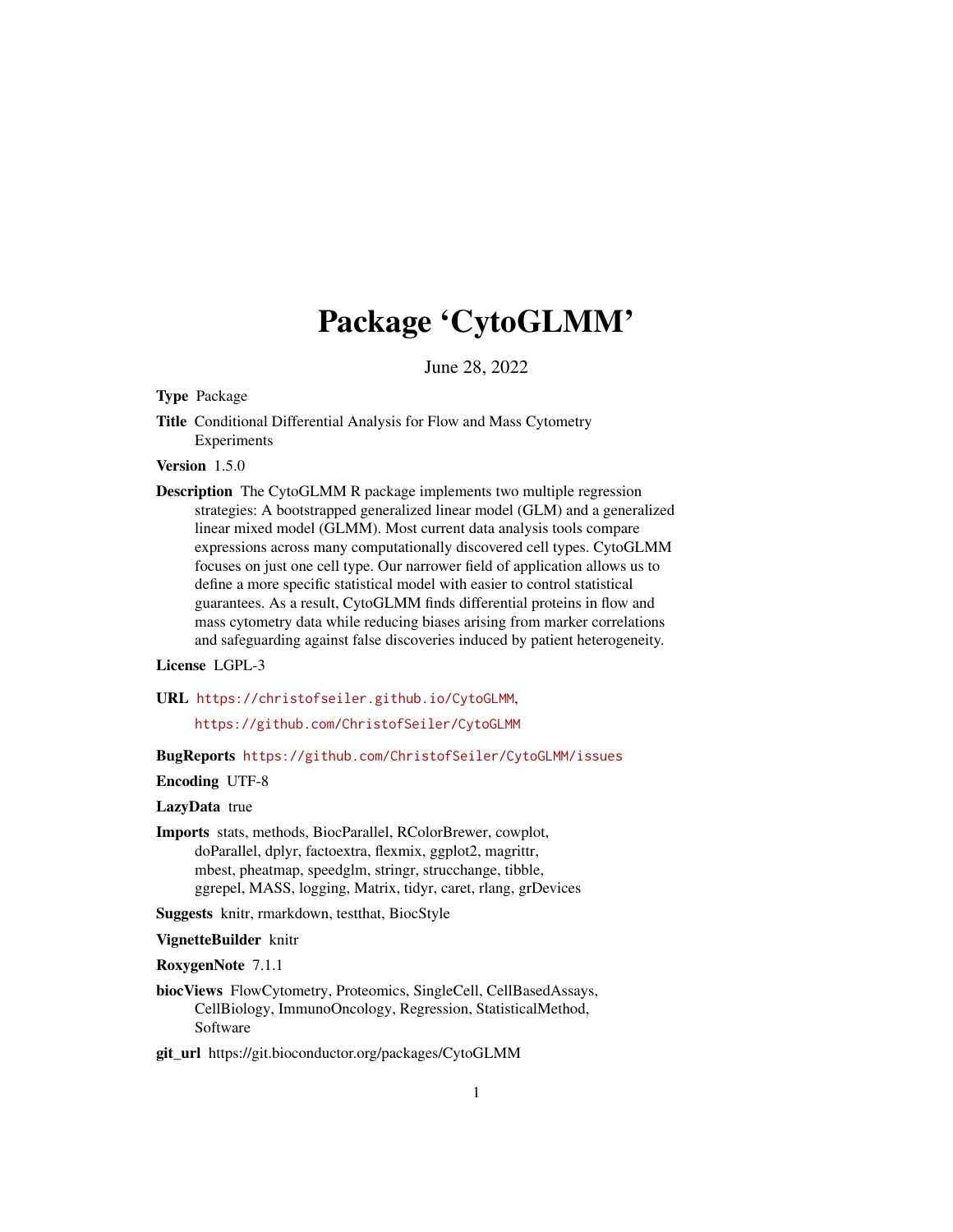# Package 'CytoGLMM'

June 28, 2022

**Type** Package

**Title** Conditional Differential Analysis for Flow and Mass Cytometry Experiments

**Version** 1.5.0

**Description** The CytoGLMM R package implements two multiple regression strategies: A bootstrapped generalized linear model (GLM) and a generalized linear mixed model (GLMM). Most current data analysis tools compare expressions across many computationally discovered cell types. CytoGLMM focuses on just one cell type. Our narrower field of application allows us to define a more specific statistical model with easier to control statistical guarantees. As a result, CytoGLMM finds differential proteins in flow and mass cytometry data while reducing biases arising from marker correlations and safeguarding against false discoveries induced by patient heterogeneity.

**License** LGPL-3

**URL** https://christofseiler.github.io/CytoGLMM, https://github.com/ChristofSeiler/CytoGLMM

**BugReports** https://github.com/ChristofSeiler/CytoGLMM/issues

**Encoding** UTF-8

**LazyData** true

**Imports** stats, methods, BiocParallel, RColorBrewer, cowplot, doParallel, dplyr, factoextra, flexmix, ggplot2, magrittr, mbest, pheatmap, speedglm, stringr, strucchange, tibble, ggrepel, MASS, logging, Matrix, tidyr, caret, rlang, grDevices

**Suggests** knitr, rmarkdown, testthat, BiocStyle

**VignetteBuilder** knitr

**RoxygenNote** 7.1.1

**biocViews** FlowCytometry, Proteomics, SingleCell, CellBasedAssays, CellBiology, ImmunoOncology, Regression, StatisticalMethod, Software

**git_url** https://git.bioconductor.org/packages/CytoGLMM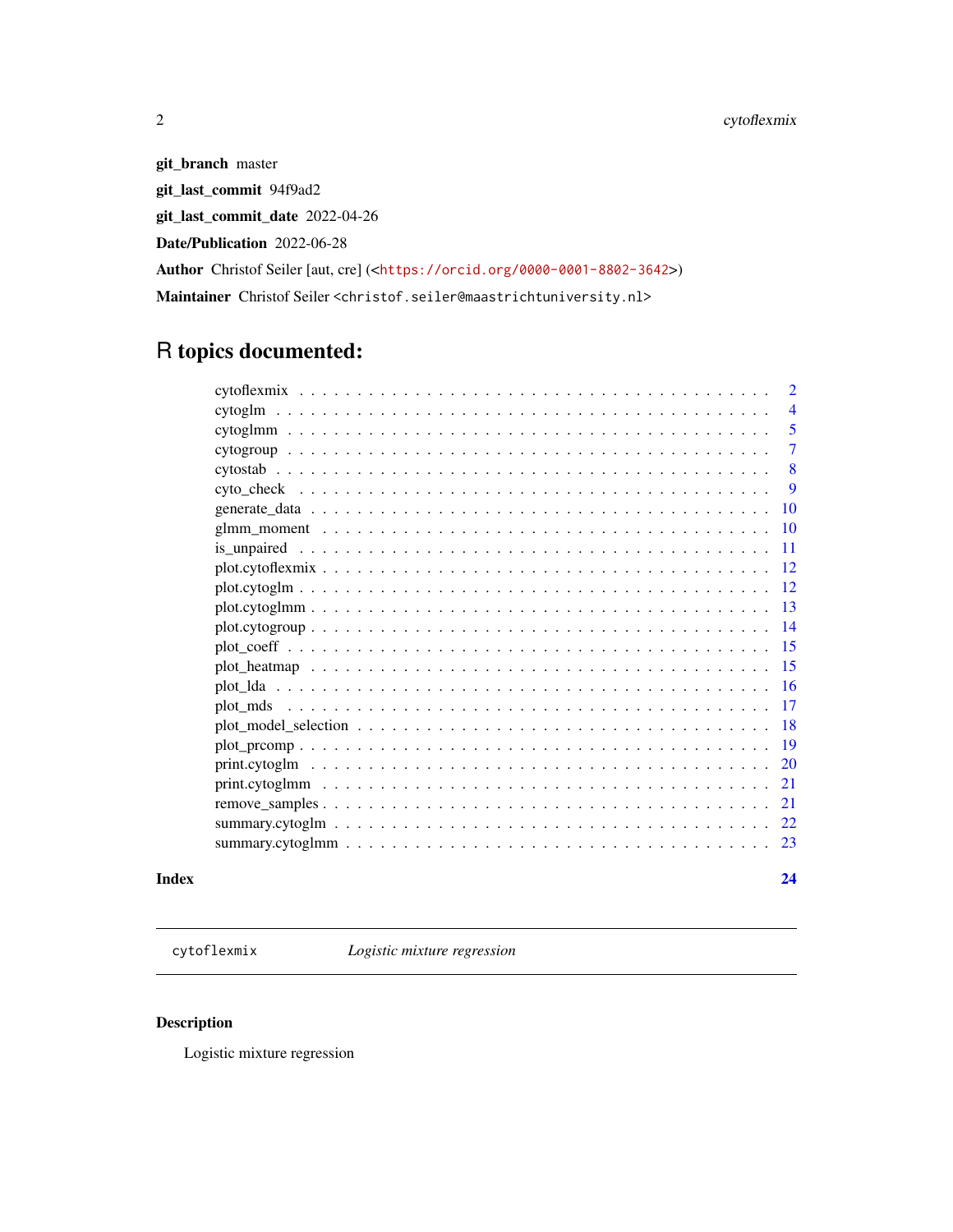**git_branch** master

**git_last_commit** 94f9ad2

**git_last_commit_date** 2022-04-26

**Date/Publication** 2022-06-28

**Author** Christof Seiler [aut, cre] (<https://orcid.org/0000-0001-8802-3642>)

**Maintainer** Christof Seiler <christof.seiler@maastrichtuniversity.nl>

# R topics documented:

| | |
|---|---|
| cytoflexmix | 2 |
| cytoglm | 4 |
| cytoglmm | 5 |
| cytogroup | 7 |
| cytostab | 8 |
| cyto_check | 9 |
| generate_data | 10 |
| glmm_moment | 10 |
| is_unpaired | 11 |
| plot.cytoflexmix | 12 |
| plot.cytoglm | 12 |
| plot.cytoglmm | 13 |
| plot.cytogroup | 14 |
| plot_coeff | 15 |
| plot_heatmap | 15 |
| plot_lda | 16 |
| plot_mds | 17 |
| plot_model_selection | 18 |
| plot_prcomp | 19 |
| print.cytoglm | 20 |
| print.cytoglmm | 21 |
| remove_samples | 21 |
| summary.cytoglm | 22 |
| summary.cytoglmm | 23 |

**Index** **24**

---

`cytoflexmix` *Logistic mixture regression*

---

## Description

Logistic mixture regression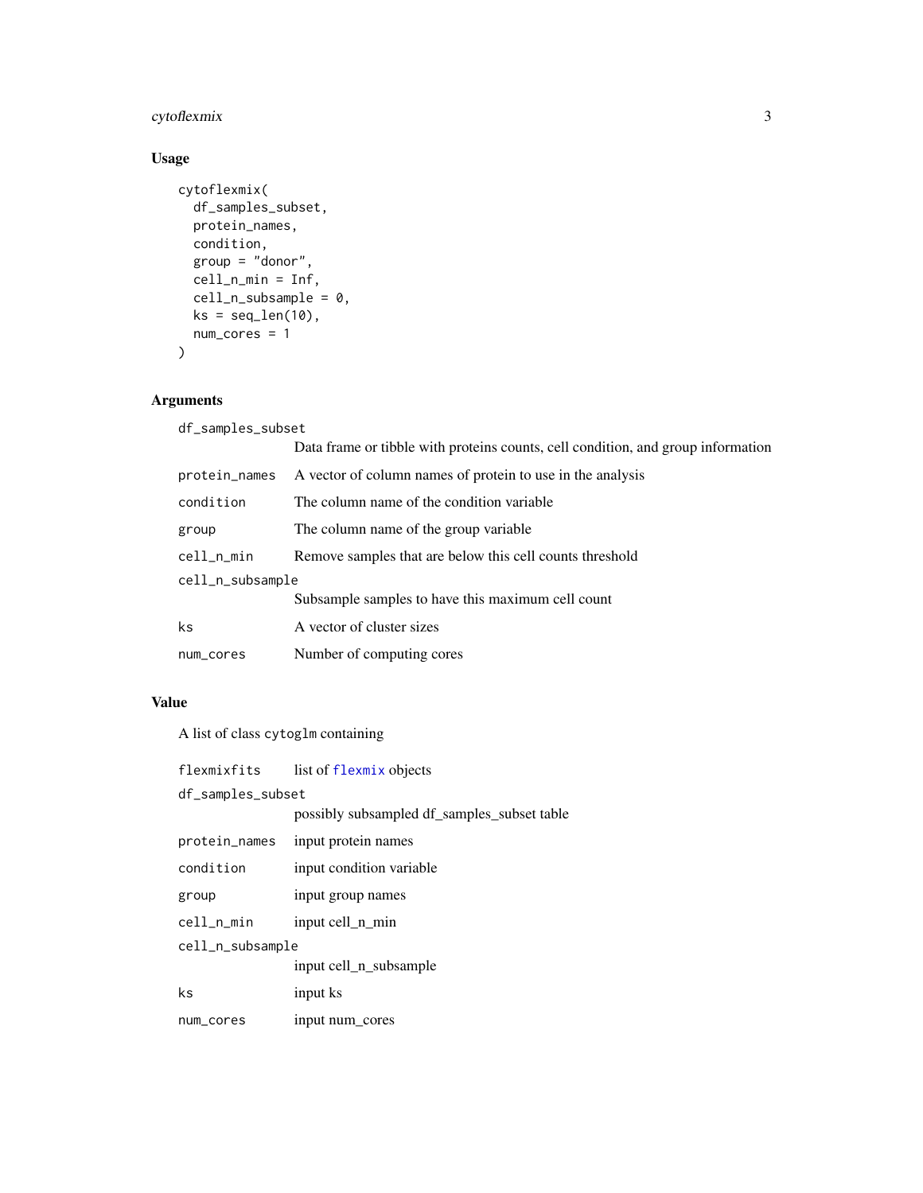## Usage

```
cytoflexmix(
  df_samples_subset,
  protein_names,
  condition,
  group = "donor",
  cell_n_min = Inf,
  cell_n_subsample = 0,
  ks = seq_len(10),
  num_cores = 1
)
```

## Arguments

| | |
|---|---|
| df_samples_subset | Data frame or tibble with proteins counts, cell condition, and group information |
| protein_names | A vector of column names of protein to use in the analysis |
| condition | The column name of the condition variable |
| group | The column name of the group variable |
| cell_n_min | Remove samples that are below this cell counts threshold |
| cell_n_subsample | Subsample samples to have this maximum cell count |
| ks | A vector of cluster sizes |
| num_cores | Number of computing cores |

## Value

A list of class cytoglm containing

| | |
|---|---|
| flexmixfits | list of flexmix objects |
| df_samples_subset | possibly subsampled df_samples_subset table |
| protein_names | input protein names |
| condition | input condition variable |
| group | input group names |
| cell_n_min | input cell_n_min |
| cell_n_subsample | input cell_n_subsample |
| ks | input ks |
| num_cores | input num_cores |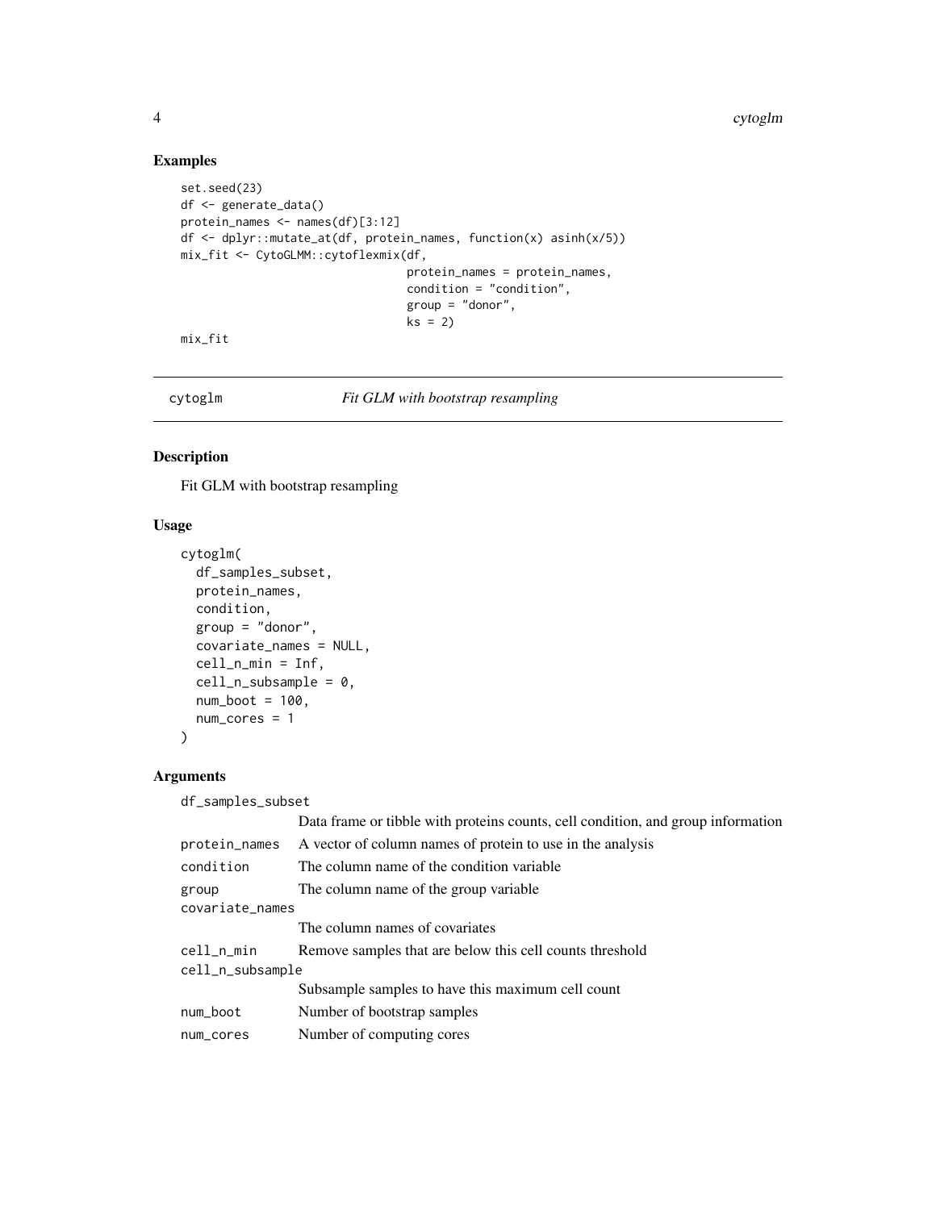## Examples

```
set.seed(23)
df <- generate_data()
protein_names <- names(df)[3:12]
df <- dplyr::mutate_at(df, protein_names, function(x) asinh(x/5))
mix_fit <- CytoGLMM::cytoflexmix(df,
                                 protein_names = protein_names,
                                 condition = "condition",
                                 group = "donor",
                                 ks = 2)
mix_fit
```

---

# cytoglm *Fit GLM with bootstrap resampling*

## Description

Fit GLM with bootstrap resampling

## Usage

```
cytoglm(
  df_samples_subset,
  protein_names,
  condition,
  group = "donor",
  covariate_names = NULL,
  cell_n_min = Inf,
  cell_n_subsample = 0,
  num_boot = 100,
  num_cores = 1
)
```

## Arguments

| Argument | Description |
|---|---|
| `df_samples_subset` | Data frame or tibble with proteins counts, cell condition, and group information |
| `protein_names` | A vector of column names of protein to use in the analysis |
| `condition` | The column name of the condition variable |
| `group` | The column name of the group variable |
| `covariate_names` | The column names of covariates |
| `cell_n_min` | Remove samples that are below this cell counts threshold |
| `cell_n_subsample` | Subsample samples to have this maximum cell count |
| `num_boot` | Number of bootstrap samples |
| `num_cores` | Number of computing cores |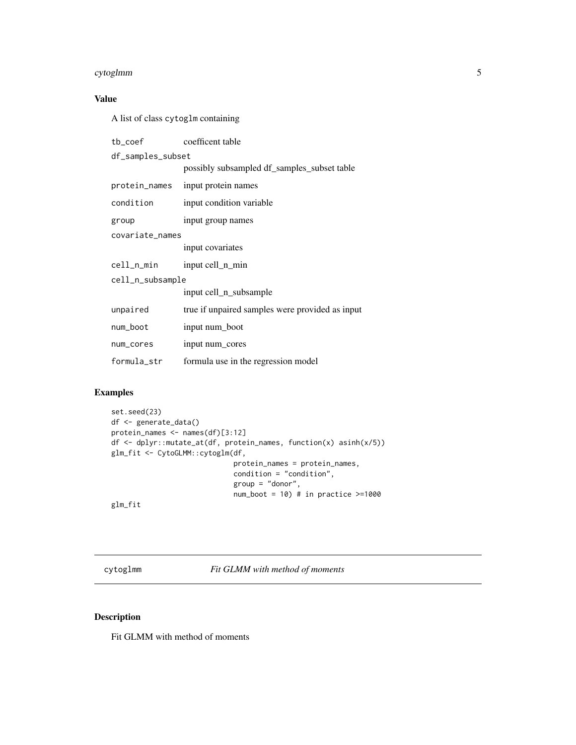## Value

A list of class `cytoglm` containing

| | |
|---|---|
| tb_coef | coefficent table |
| df_samples_subset | possibly subsampled df_samples_subset table |
| protein_names | input protein names |
| condition | input condition variable |
| group | input group names |
| covariate_names | input covariates |
| cell_n_min | input cell_n_min |
| cell_n_subsample | input cell_n_subsample |
| unpaired | true if unpaired samples were provided as input |
| num_boot | input num_boot |
| num_cores | input num_cores |
| formula_str | formula use in the regression model |

## Examples

```
set.seed(23)
df <- generate_data()
protein_names <- names(df)[3:12]
df <- dplyr::mutate_at(df, protein_names, function(x) asinh(x/5))
glm_fit <- CytoGLMM::cytoglm(df,
                             protein_names = protein_names,
                             condition = "condition",
                             group = "donor",
                             num_boot = 10) # in practice >=1000
glm_fit
```

---

# cytoglmm *Fit GLMM with method of moments*

## Description

Fit GLMM with method of moments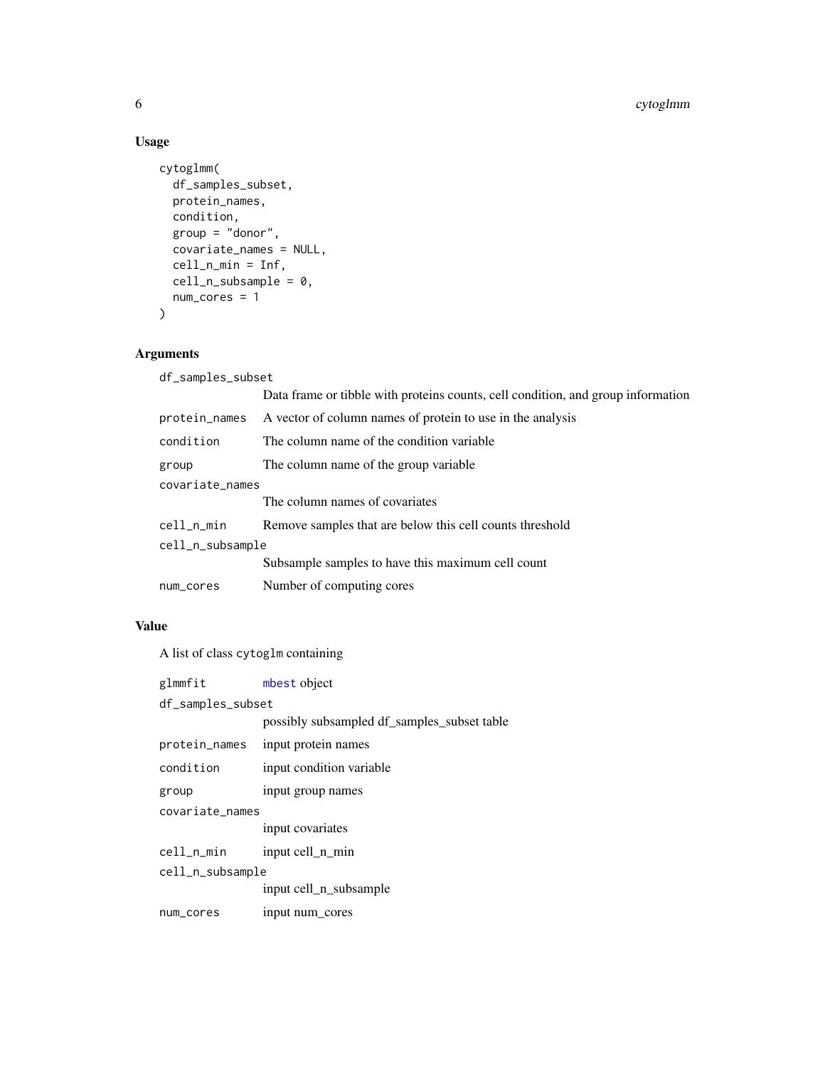### Usage

```
cytoglmm(
  df_samples_subset,
  protein_names,
  condition,
  group = "donor",
  covariate_names = NULL,
  cell_n_min = Inf,
  cell_n_subsample = 0,
  num_cores = 1
)
```

### Arguments

| | |
|---|---|
| df_samples_subset | Data frame or tibble with proteins counts, cell condition, and group information |
| protein_names | A vector of column names of protein to use in the analysis |
| condition | The column name of the condition variable |
| group | The column name of the group variable |
| covariate_names | The column names of covariates |
| cell_n_min | Remove samples that are below this cell counts threshold |
| cell_n_subsample | Subsample samples to have this maximum cell count |
| num_cores | Number of computing cores |

### Value

A list of class `cytoglm` containing

| | |
|---|---|
| glmmfit | mbest object |
| df_samples_subset | possibly subsampled df_samples_subset table |
| protein_names | input protein names |
| condition | input condition variable |
| group | input group names |
| covariate_names | input covariates |
| cell_n_min | input cell_n_min |
| cell_n_subsample | input cell_n_subsample |
| num_cores | input num_cores |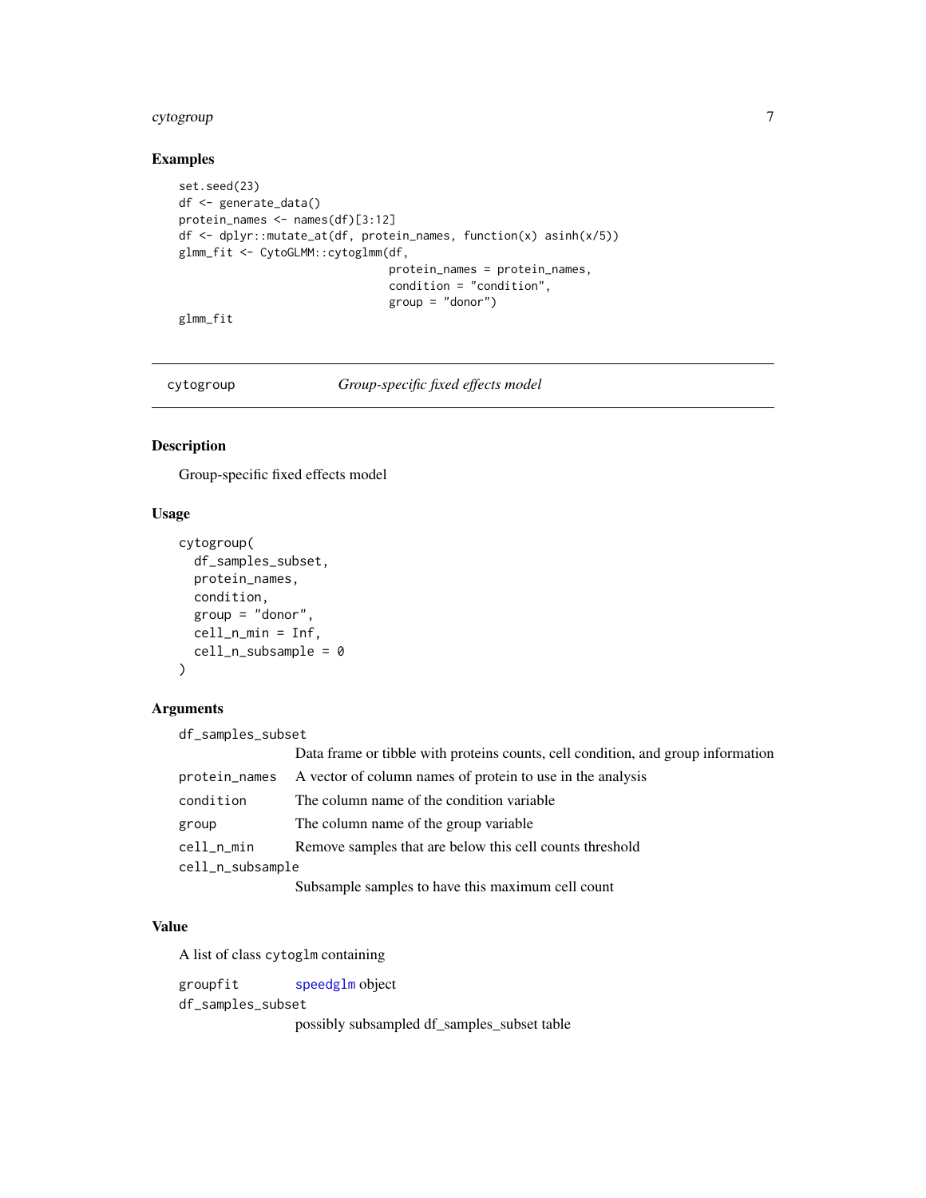## Examples

```
set.seed(23)
df <- generate_data()
protein_names <- names(df)[3:12]
df <- dplyr::mutate_at(df, protein_names, function(x) asinh(x/5))
glmm_fit <- CytoGLMM::cytoglmm(df,
                               protein_names = protein_names,
                               condition = "condition",
                               group = "donor")
glmm_fit
```

---

# cytogroup — *Group-specific fixed effects model*

## Description

Group-specific fixed effects model

## Usage

```
cytogroup(
  df_samples_subset,
  protein_names,
  condition,
  group = "donor",
  cell_n_min = Inf,
  cell_n_subsample = 0
)
```

## Arguments

| | |
|---|---|
| `df_samples_subset` | Data frame or tibble with proteins counts, cell condition, and group information |
| `protein_names` | A vector of column names of protein to use in the analysis |
| `condition` | The column name of the condition variable |
| `group` | The column name of the group variable |
| `cell_n_min` | Remove samples that are below this cell counts threshold |
| `cell_n_subsample` | Subsample samples to have this maximum cell count |

## Value

A list of class `cytoglm` containing

| | |
|---|---|
| `groupfit` | `speedglm` object |
| `df_samples_subset` | possibly subsampled df_samples_subset table |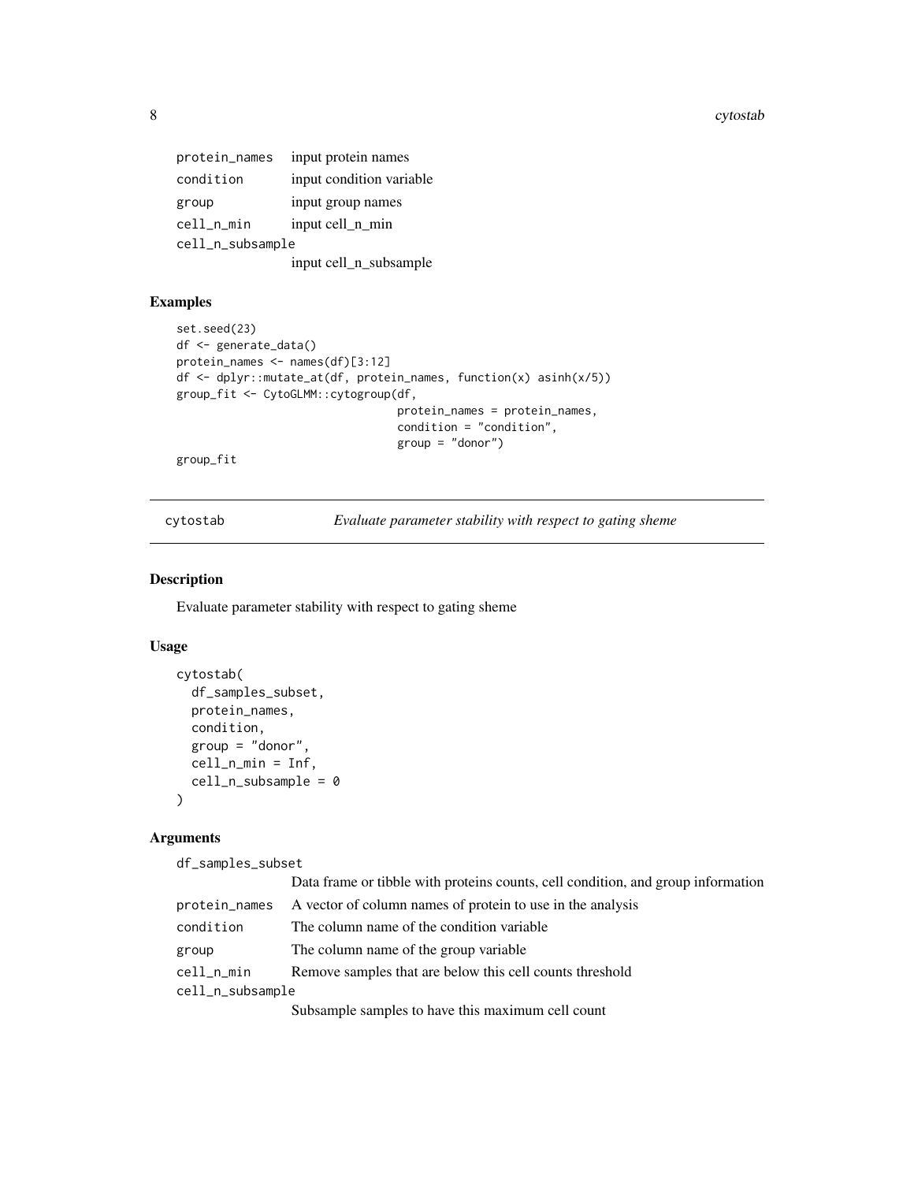| | |
|---|---|
| protein_names | input protein names |
| condition | input condition variable |
| group | input group names |
| cell_n_min | input cell_n_min |
| cell_n_subsample | input cell_n_subsample |

### Examples

```
set.seed(23)
df <- generate_data()
protein_names <- names(df)[3:12]
df <- dplyr::mutate_at(df, protein_names, function(x) asinh(x/5))
group_fit <- CytoGLMM::cytogroup(df,
                                 protein_names = protein_names,
                                 condition = "condition",
                                 group = "donor")
group_fit
```

## cytostab — *Evaluate parameter stability with respect to gating sheme*

### Description

Evaluate parameter stability with respect to gating sheme

### Usage

```
cytostab(
  df_samples_subset,
  protein_names,
  condition,
  group = "donor",
  cell_n_min = Inf,
  cell_n_subsample = 0
)
```

### Arguments

| | |
|---|---|
| df_samples_subset | Data frame or tibble with proteins counts, cell condition, and group information |
| protein_names | A vector of column names of protein to use in the analysis |
| condition | The column name of the condition variable |
| group | The column name of the group variable |
| cell_n_min | Remove samples that are below this cell counts threshold |
| cell_n_subsample | Subsample samples to have this maximum cell count |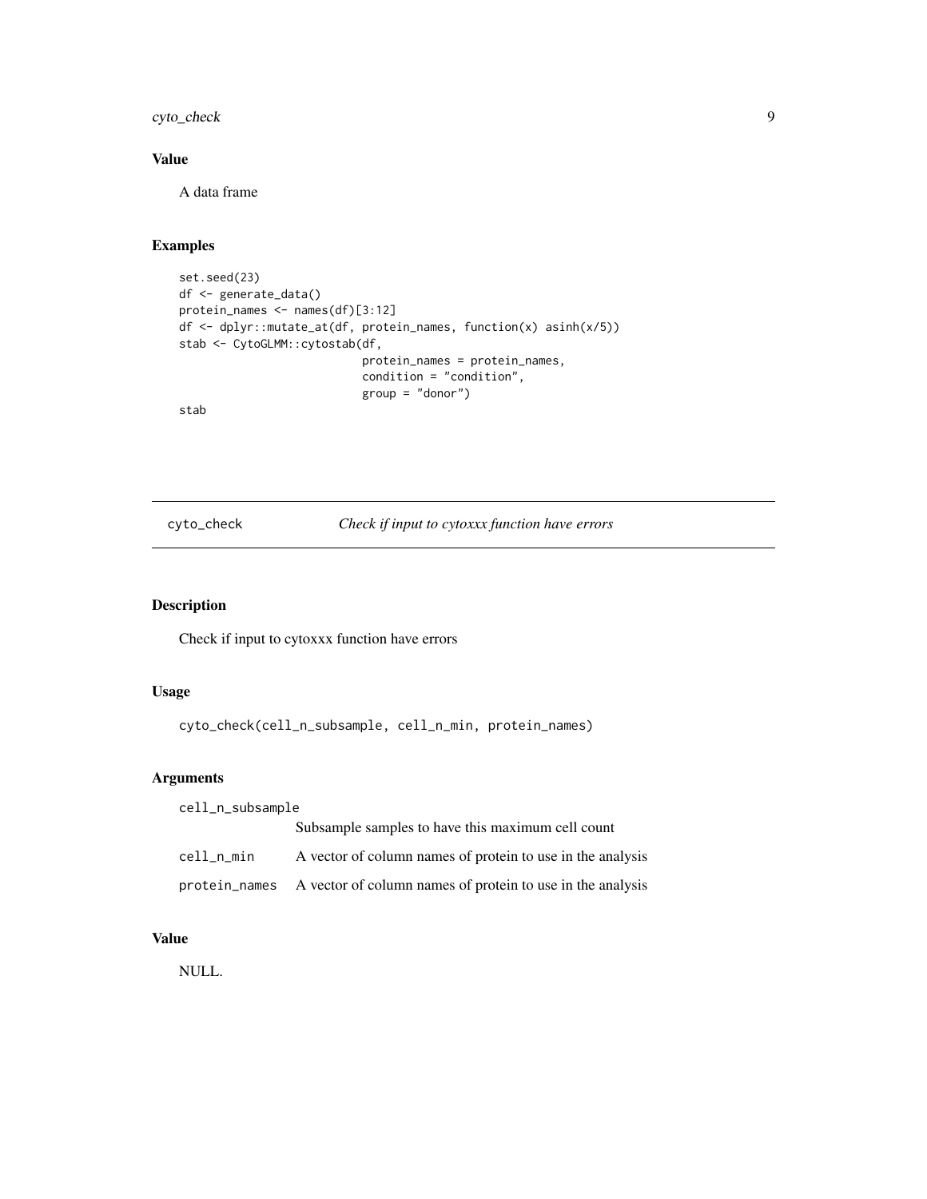### Value

A data frame

### Examples

```
set.seed(23)
df <- generate_data()
protein_names <- names(df)[3:12]
df <- dplyr::mutate_at(df, protein_names, function(x) asinh(x/5))
stab <- CytoGLMM::cytostab(df,
                           protein_names = protein_names,
                           condition = "condition",
                           group = "donor")
stab
```

---

## cyto_check — *Check if input to cytoxxx function have errors*

### Description

Check if input to cytoxxx function have errors

### Usage

```
cyto_check(cell_n_subsample, cell_n_min, protein_names)
```

### Arguments

| | |
|---|---|
| cell_n_subsample | Subsample samples to have this maximum cell count |
| cell_n_min | A vector of column names of protein to use in the analysis |
| protein_names | A vector of column names of protein to use in the analysis |

### Value

NULL.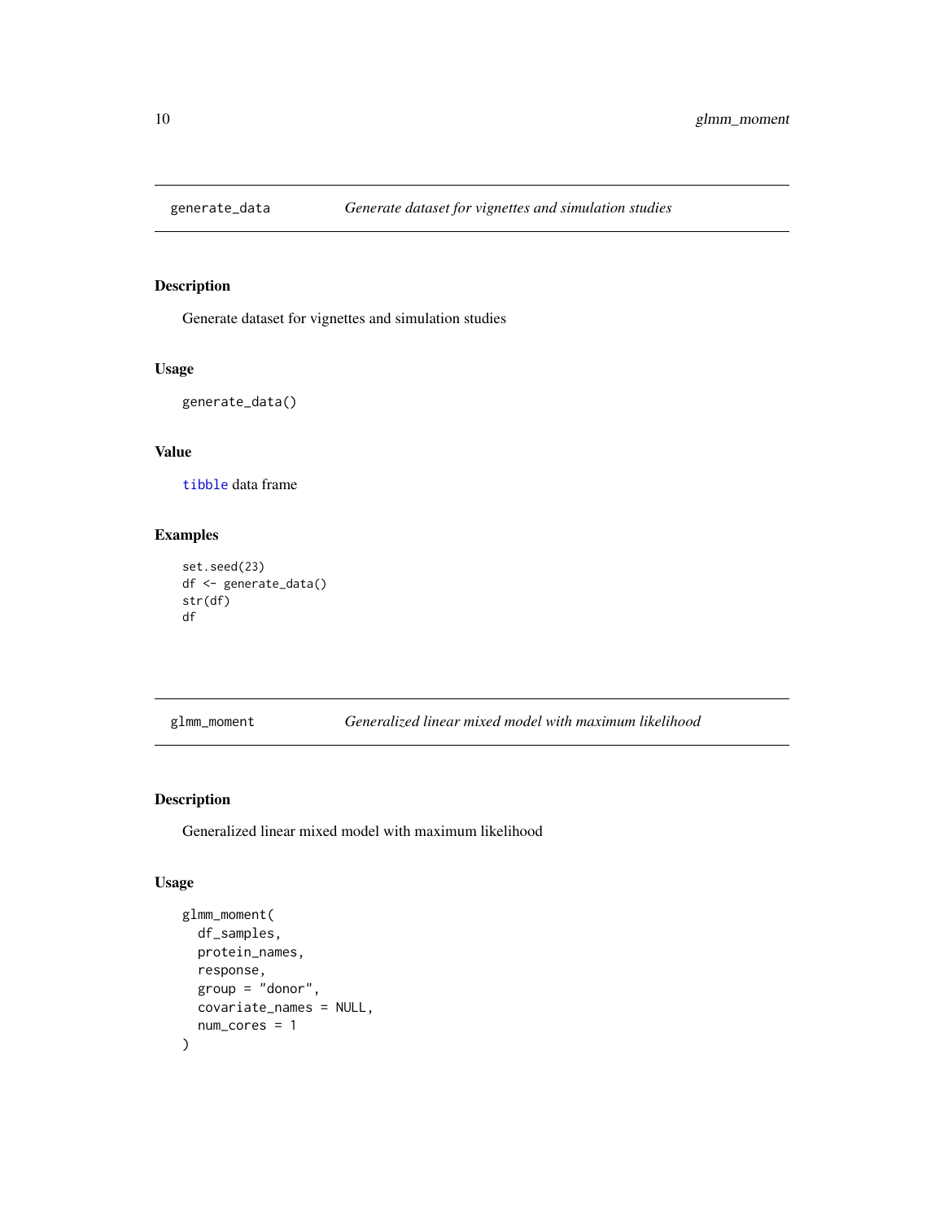## generate_data — *Generate dataset for vignettes and simulation studies*

### Description

Generate dataset for vignettes and simulation studies

### Usage

```
generate_data()
```

### Value

tibble data frame

### Examples

```
set.seed(23)
df <- generate_data()
str(df)
df
```

## glmm_moment — *Generalized linear mixed model with maximum likelihood*

### Description

Generalized linear mixed model with maximum likelihood

### Usage

```
glmm_moment(
  df_samples,
  protein_names,
  response,
  group = "donor",
  covariate_names = NULL,
  num_cores = 1
)
```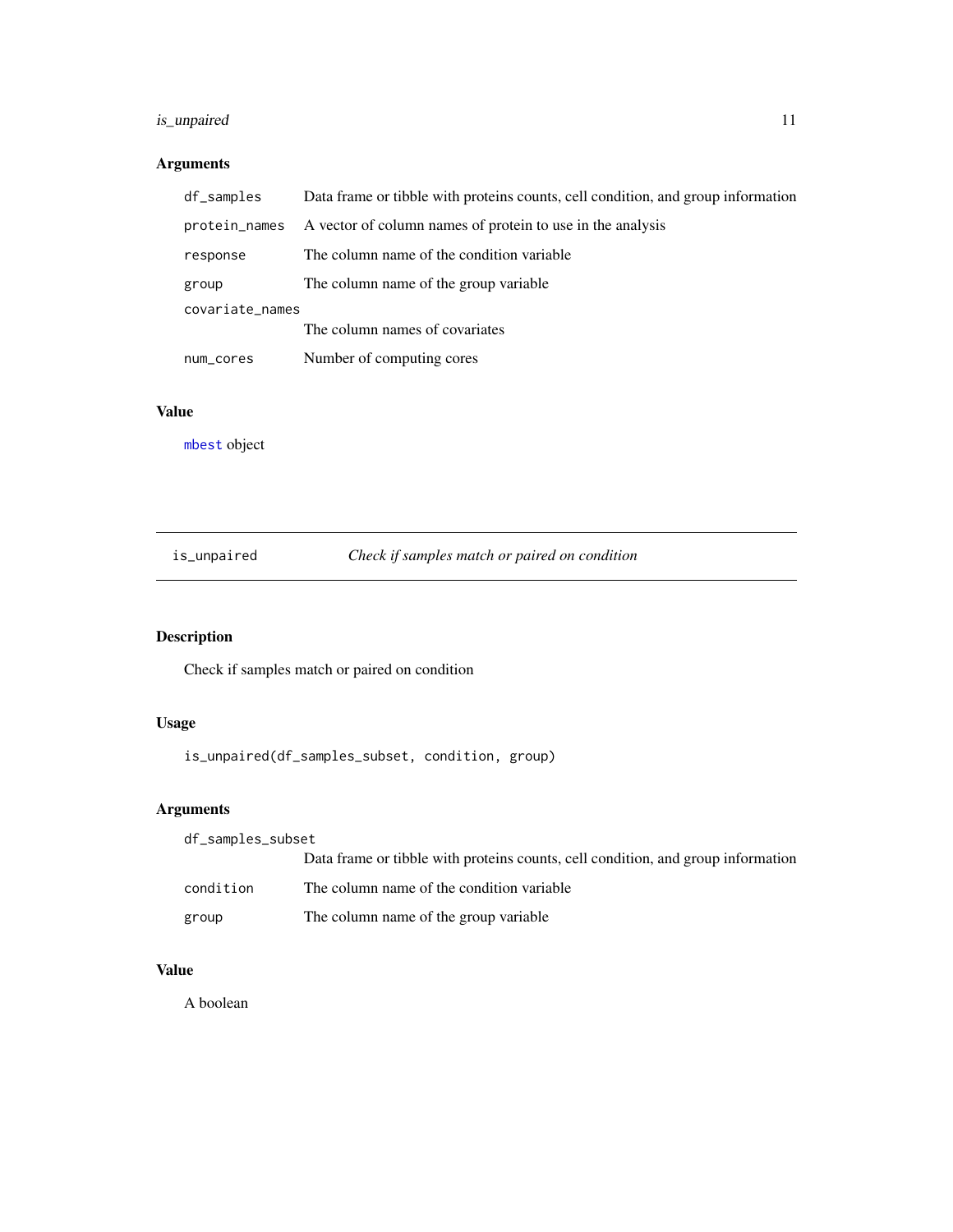## Arguments

| | |
|---|---|
| `df_samples` | Data frame or tibble with proteins counts, cell condition, and group information |
| `protein_names` | A vector of column names of protein to use in the analysis |
| `response` | The column name of the condition variable |
| `group` | The column name of the group variable |
| `covariate_names` | The column names of covariates |
| `num_cores` | Number of computing cores |

## Value

`mbest` object

---

# is_unpaired — *Check if samples match or paired on condition*

---

## Description

Check if samples match or paired on condition

## Usage

```
is_unpaired(df_samples_subset, condition, group)
```

## Arguments

| | |
|---|---|
| `df_samples_subset` | Data frame or tibble with proteins counts, cell condition, and group information |
| `condition` | The column name of the condition variable |
| `group` | The column name of the group variable |

## Value

A boolean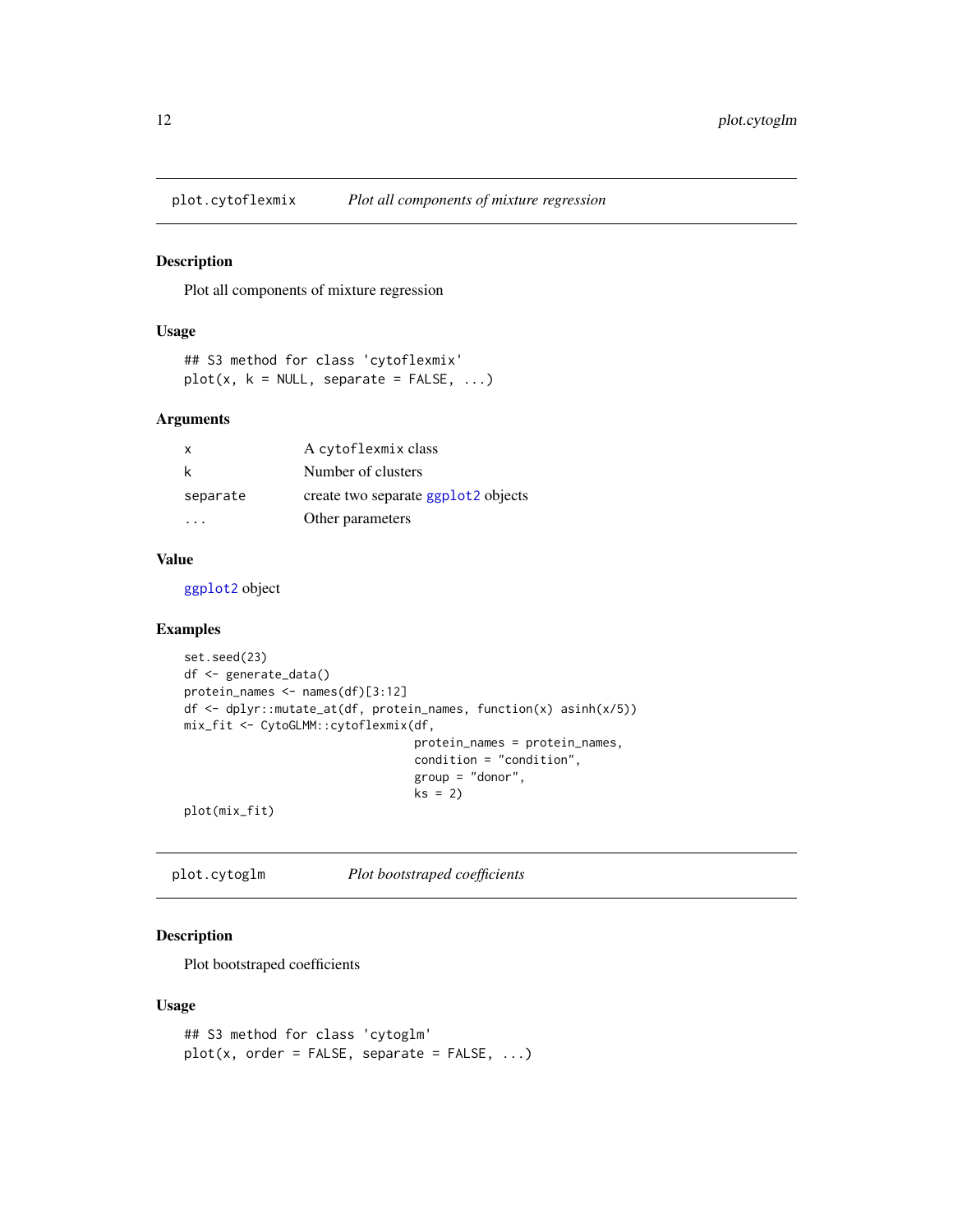## plot.cytoflexmix — *Plot all components of mixture regression*

### Description

Plot all components of mixture regression

### Usage

```
## S3 method for class 'cytoflexmix'
plot(x, k = NULL, separate = FALSE, ...)
```

### Arguments

| | |
|---|---|
| x | A cytoflexmix class |
| k | Number of clusters |
| separate | create two separate ggplot2 objects |
| ... | Other parameters |

### Value

ggplot2 object

### Examples

```
set.seed(23)
df <- generate_data()
protein_names <- names(df)[3:12]
df <- dplyr::mutate_at(df, protein_names, function(x) asinh(x/5))
mix_fit <- CytoGLMM::cytoflexmix(df,
                                 protein_names = protein_names,
                                 condition = "condition",
                                 group = "donor",
                                 ks = 2)
plot(mix_fit)
```

## plot.cytoglm — *Plot bootstraped coefficients*

### Description

Plot bootstraped coefficients

### Usage

```
## S3 method for class 'cytoglm'
plot(x, order = FALSE, separate = FALSE, ...)
```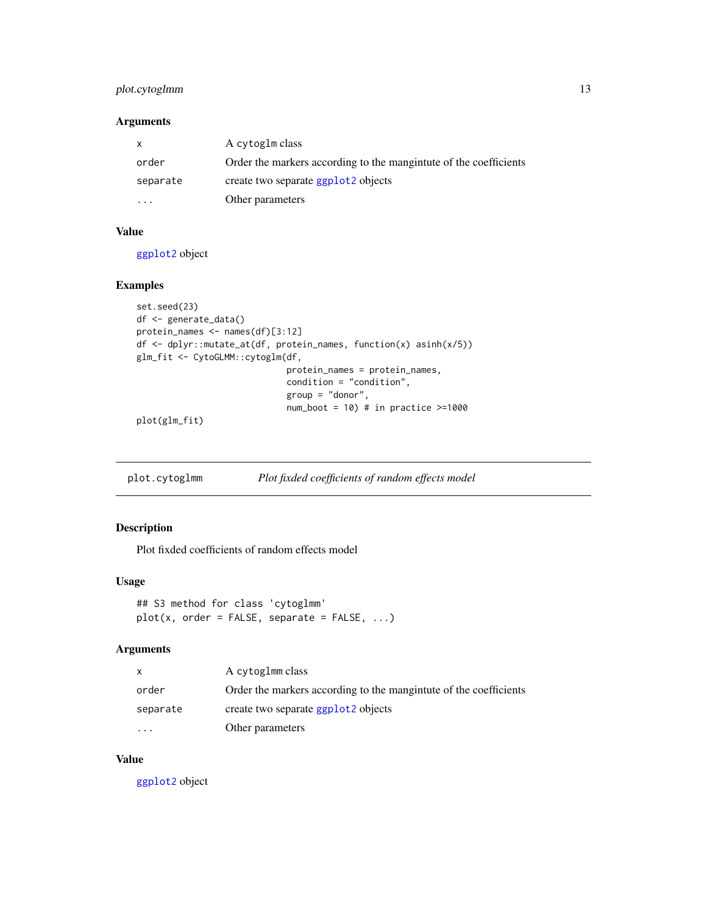### Arguments

| | |
|---|---|
| x | A cytoglm class |
| order | Order the markers according to the mangintute of the coefficients |
| separate | create two separate ggplot2 objects |
| ... | Other parameters |

### Value

ggplot2 object

### Examples

```
set.seed(23)
df <- generate_data()
protein_names <- names(df)[3:12]
df <- dplyr::mutate_at(df, protein_names, function(x) asinh(x/5))
glm_fit <- CytoGLMM::cytoglm(df,
                             protein_names = protein_names,
                             condition = "condition",
                             group = "donor",
                             num_boot = 10) # in practice >=1000
plot(glm_fit)
```

---

## plot.cytoglmm — *Plot fixded coefficients of random effects model*

### Description

Plot fixded coefficients of random effects model

### Usage

```
## S3 method for class 'cytoglmm'
plot(x, order = FALSE, separate = FALSE, ...)
```

### Arguments

| | |
|---|---|
| x | A cytoglmm class |
| order | Order the markers according to the mangintute of the coefficients |
| separate | create two separate ggplot2 objects |
| ... | Other parameters |

### Value

ggplot2 object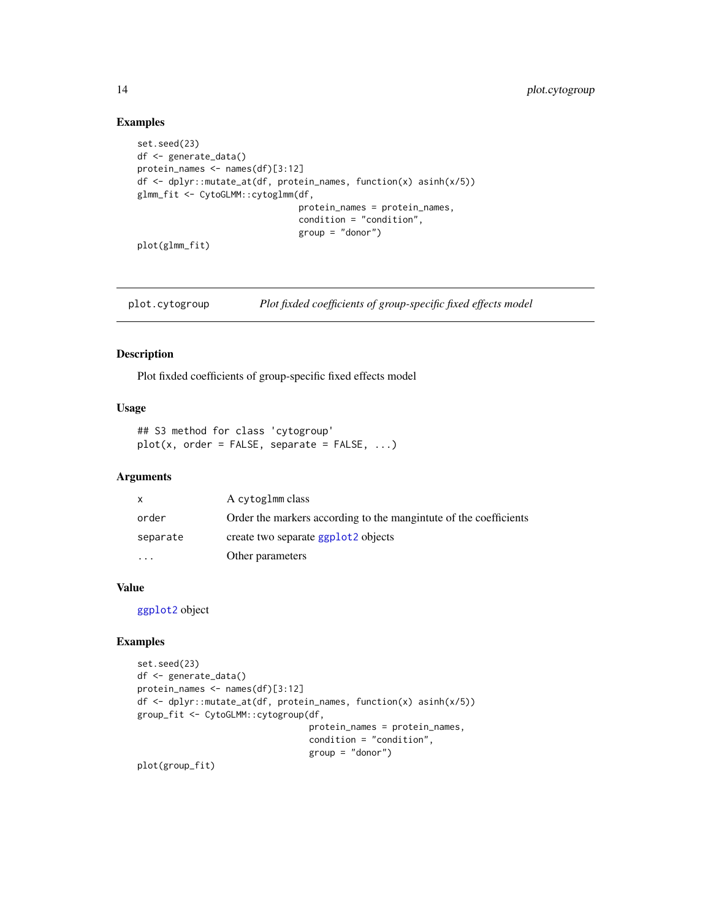## Examples

```
set.seed(23)
df <- generate_data()
protein_names <- names(df)[3:12]
df <- dplyr::mutate_at(df, protein_names, function(x) asinh(x/5))
glmm_fit <- CytoGLMM::cytoglmm(df,
                               protein_names = protein_names,
                               condition = "condition",
                               group = "donor")
plot(glmm_fit)
```

---

# plot.cytogroup — *Plot fixded coefficients of group-specific fixed effects model*

---

## Description

Plot fixded coefficients of group-specific fixed effects model

## Usage

```
## S3 method for class 'cytogroup'
plot(x, order = FALSE, separate = FALSE, ...)
```

## Arguments

| | |
|---|---|
| `x` | A cytoglmm class |
| `order` | Order the markers according to the mangintute of the coefficients |
| `separate` | create two separate `ggplot2` objects |
| `...` | Other parameters |

## Value

`ggplot2` object

## Examples

```
set.seed(23)
df <- generate_data()
protein_names <- names(df)[3:12]
df <- dplyr::mutate_at(df, protein_names, function(x) asinh(x/5))
group_fit <- CytoGLMM::cytogroup(df,
                                 protein_names = protein_names,
                                 condition = "condition",
                                 group = "donor")
plot(group_fit)
```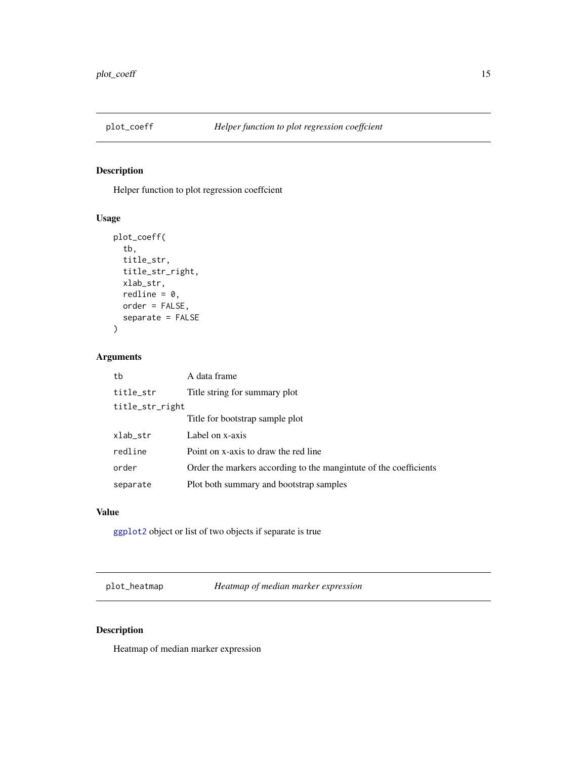## plot_coeff — *Helper function to plot regression coeffcient*

### Description

Helper function to plot regression coeffcient

### Usage

```
plot_coeff(
  tb,
  title_str,
  title_str_right,
  xlab_str,
  redline = 0,
  order = FALSE,
  separate = FALSE
)
```

### Arguments

| | |
|---|---|
| tb | A data frame |
| title_str | Title string for summary plot |
| title_str_right | Title for bootstrap sample plot |
| xlab_str | Label on x-axis |
| redline | Point on x-axis to draw the red line |
| order | Order the markers according to the mangintute of the coefficients |
| separate | Plot both summary and bootstrap samples |

### Value

ggplot2 object or list of two objects if separate is true

## plot_heatmap — *Heatmap of median marker expression*

### Description

Heatmap of median marker expression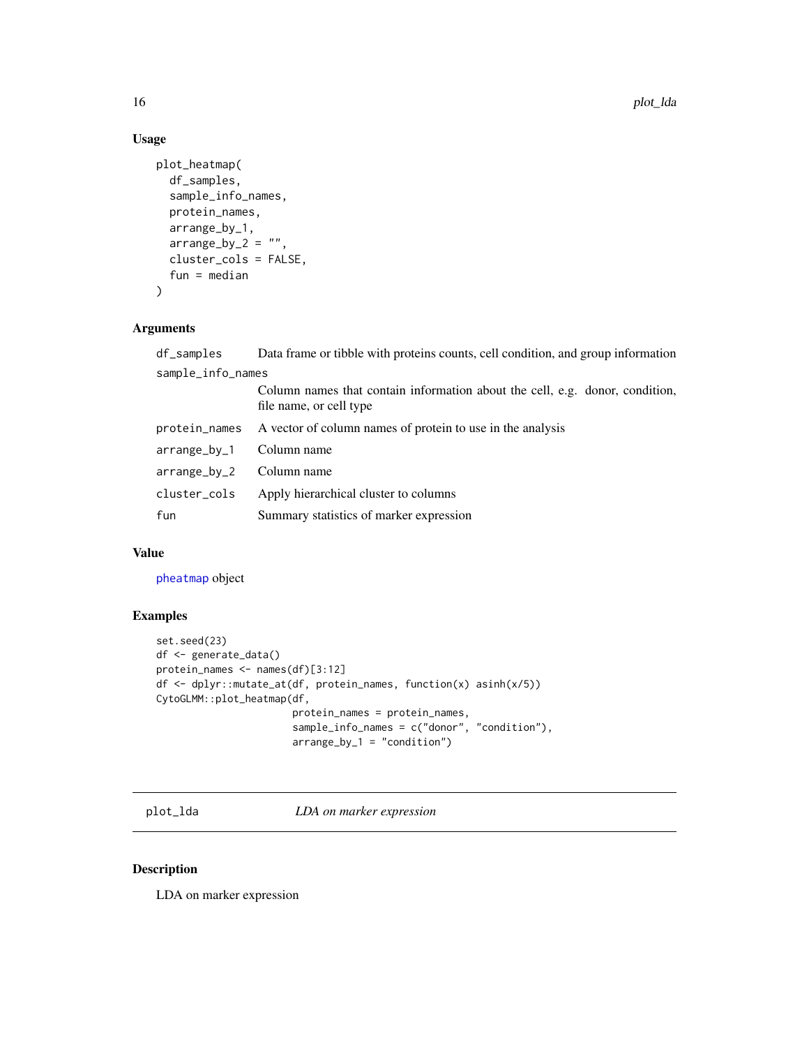### Usage

```
plot_heatmap(
  df_samples,
  sample_info_names,
  protein_names,
  arrange_by_1,
  arrange_by_2 = "",
  cluster_cols = FALSE,
  fun = median
)
```

### Arguments

| | |
|---|---|
| `df_samples` | Data frame or tibble with proteins counts, cell condition, and group information |
| `sample_info_names` | Column names that contain information about the cell, e.g. donor, condition, file name, or cell type |
| `protein_names` | A vector of column names of protein to use in the analysis |
| `arrange_by_1` | Column name |
| `arrange_by_2` | Column name |
| `cluster_cols` | Apply hierarchical cluster to columns |
| `fun` | Summary statistics of marker expression |

### Value

`pheatmap` object

### Examples

```
set.seed(23)
df <- generate_data()
protein_names <- names(df)[3:12]
df <- dplyr::mutate_at(df, protein_names, function(x) asinh(x/5))
CytoGLMM::plot_heatmap(df,
                       protein_names = protein_names,
                       sample_info_names = c("donor", "condition"),
                       arrange_by_1 = "condition")
```

---

## `plot_lda` *LDA on marker expression*

### Description

LDA on marker expression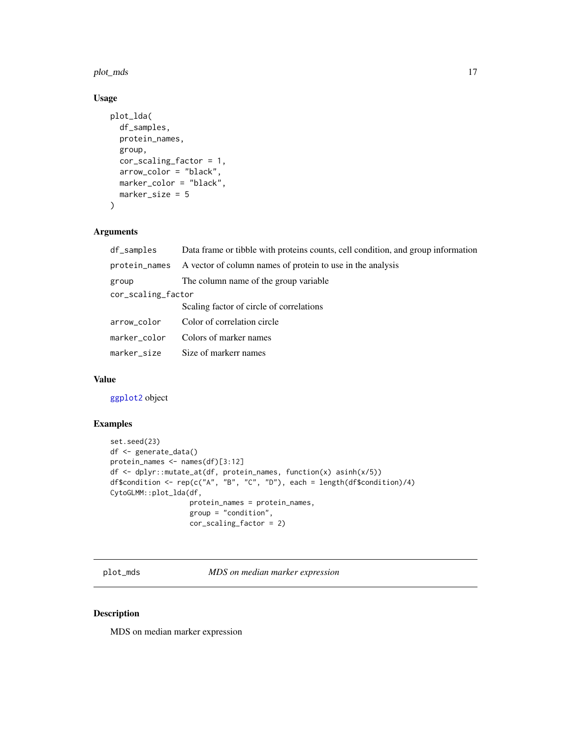## Usage

```
plot_lda(
  df_samples,
  protein_names,
  group,
  cor_scaling_factor = 1,
  arrow_color = "black",
  marker_color = "black",
  marker_size = 5
)
```

## Arguments

| | |
|---|---|
| df_samples | Data frame or tibble with proteins counts, cell condition, and group information |
| protein_names | A vector of column names of protein to use in the analysis |
| group | The column name of the group variable |
| cor_scaling_factor | Scaling factor of circle of correlations |
| arrow_color | Color of correlation circle |
| marker_color | Colors of marker names |
| marker_size | Size of markerr names |

## Value

ggplot2 object

## Examples

```
set.seed(23)
df <- generate_data()
protein_names <- names(df)[3:12]
df <- dplyr::mutate_at(df, protein_names, function(x) asinh(x/5))
df$condition <- rep(c("A", "B", "C", "D"), each = length(df$condition)/4)
CytoGLMM::plot_lda(df,
                   protein_names = protein_names,
                   group = "condition",
                   cor_scaling_factor = 2)
```

# plot_mds *MDS on median marker expression*

## Description

MDS on median marker expression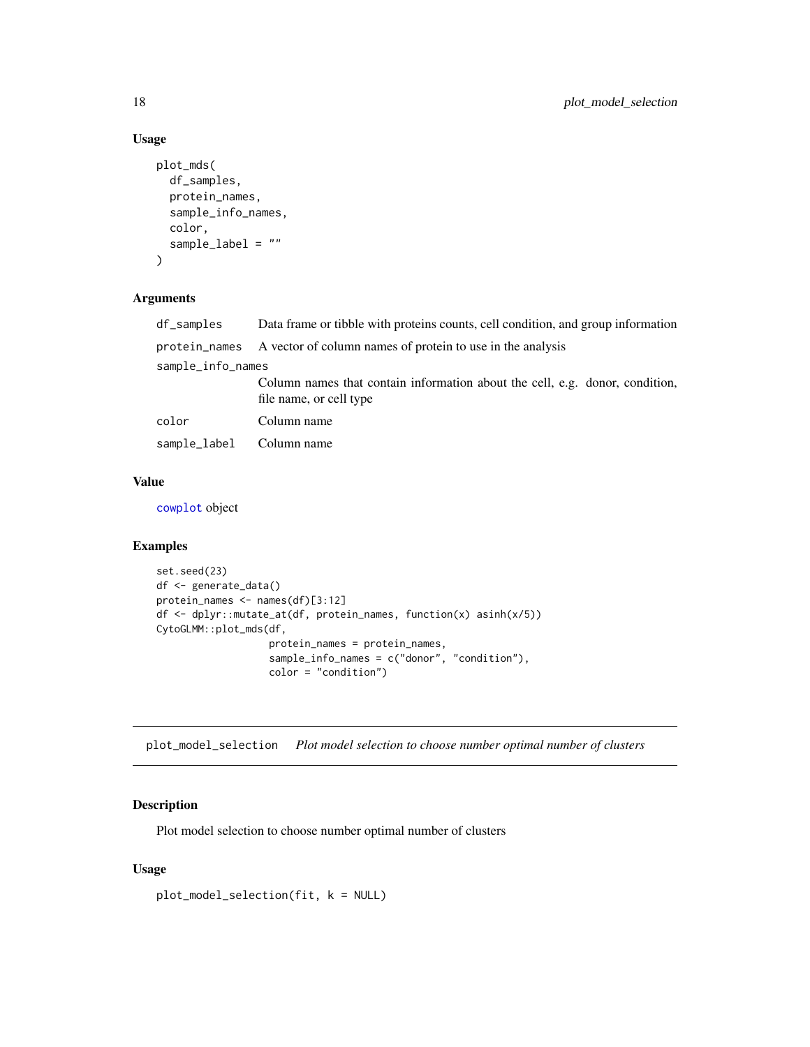### Usage

```
plot_mds(
  df_samples,
  protein_names,
  sample_info_names,
  color,
  sample_label = ""
)
```

### Arguments

| | |
|---|---|
| df_samples | Data frame or tibble with proteins counts, cell condition, and group information |
| protein_names | A vector of column names of protein to use in the analysis |
| sample_info_names | Column names that contain information about the cell, e.g. donor, condition, file name, or cell type |
| color | Column name |
| sample_label | Column name |

### Value

cowplot object

### Examples

```
set.seed(23)
df <- generate_data()
protein_names <- names(df)[3:12]
df <- dplyr::mutate_at(df, protein_names, function(x) asinh(x/5))
CytoGLMM::plot_mds(df,
                   protein_names = protein_names,
                   sample_info_names = c("donor", "condition"),
                   color = "condition")
```

---

## plot_model_selection *Plot model selection to choose number optimal number of clusters*

### Description

Plot model selection to choose number optimal number of clusters

### Usage

```
plot_model_selection(fit, k = NULL)
```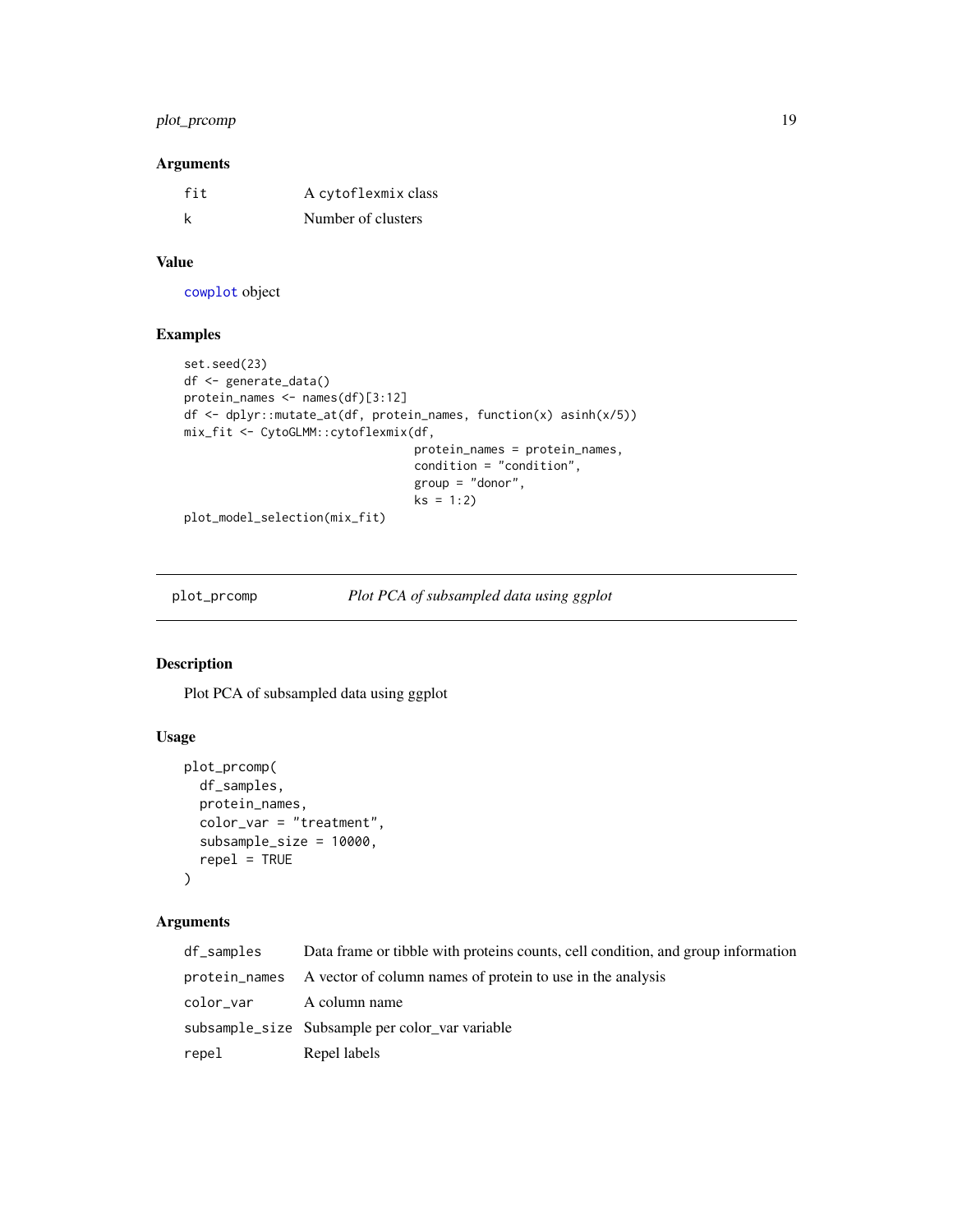### Arguments

| | |
|---|---|
| `fit` | A cytoflexmix class |
| `k` | Number of clusters |

### Value

`cowplot` object

### Examples

```
set.seed(23)
df <- generate_data()
protein_names <- names(df)[3:12]
df <- dplyr::mutate_at(df, protein_names, function(x) asinh(x/5))
mix_fit <- CytoGLMM::cytoflexmix(df,
                                  protein_names = protein_names,
                                  condition = "condition",
                                  group = "donor",
                                  ks = 1:2)
plot_model_selection(mix_fit)
```

---

## plot_prcomp — *Plot PCA of subsampled data using ggplot*

### Description

Plot PCA of subsampled data using ggplot

### Usage

```
plot_prcomp(
  df_samples,
  protein_names,
  color_var = "treatment",
  subsample_size = 10000,
  repel = TRUE
)
```

### Arguments

| | |
|---|---|
| `df_samples` | Data frame or tibble with proteins counts, cell condition, and group information |
| `protein_names` | A vector of column names of protein to use in the analysis |
| `color_var` | A column name |
| `subsample_size` | Subsample per color_var variable |
| `repel` | Repel labels |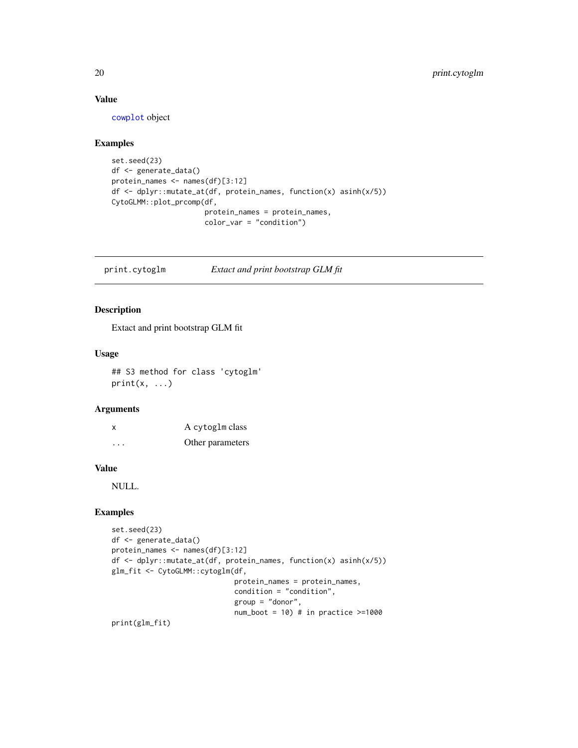### Value

cowplot object

### Examples

```
set.seed(23)
df <- generate_data()
protein_names <- names(df)[3:12]
df <- dplyr::mutate_at(df, protein_names, function(x) asinh(x/5))
CytoGLMM::plot_prcomp(df,
                     protein_names = protein_names,
                     color_var = "condition")
```

---

## print.cytoglm — *Extact and print bootstrap GLM fit*

---

### Description

Extact and print bootstrap GLM fit

### Usage

```
## S3 method for class 'cytoglm'
print(x, ...)
```

### Arguments

| | |
|---|---|
| x | A cytoglm class |
| ... | Other parameters |

### Value

NULL.

### Examples

```
set.seed(23)
df <- generate_data()
protein_names <- names(df)[3:12]
df <- dplyr::mutate_at(df, protein_names, function(x) asinh(x/5))
glm_fit <- CytoGLMM::cytoglm(df,
                             protein_names = protein_names,
                             condition = "condition",
                             group = "donor",
                             num_boot = 10) # in practice >=1000
print(glm_fit)
```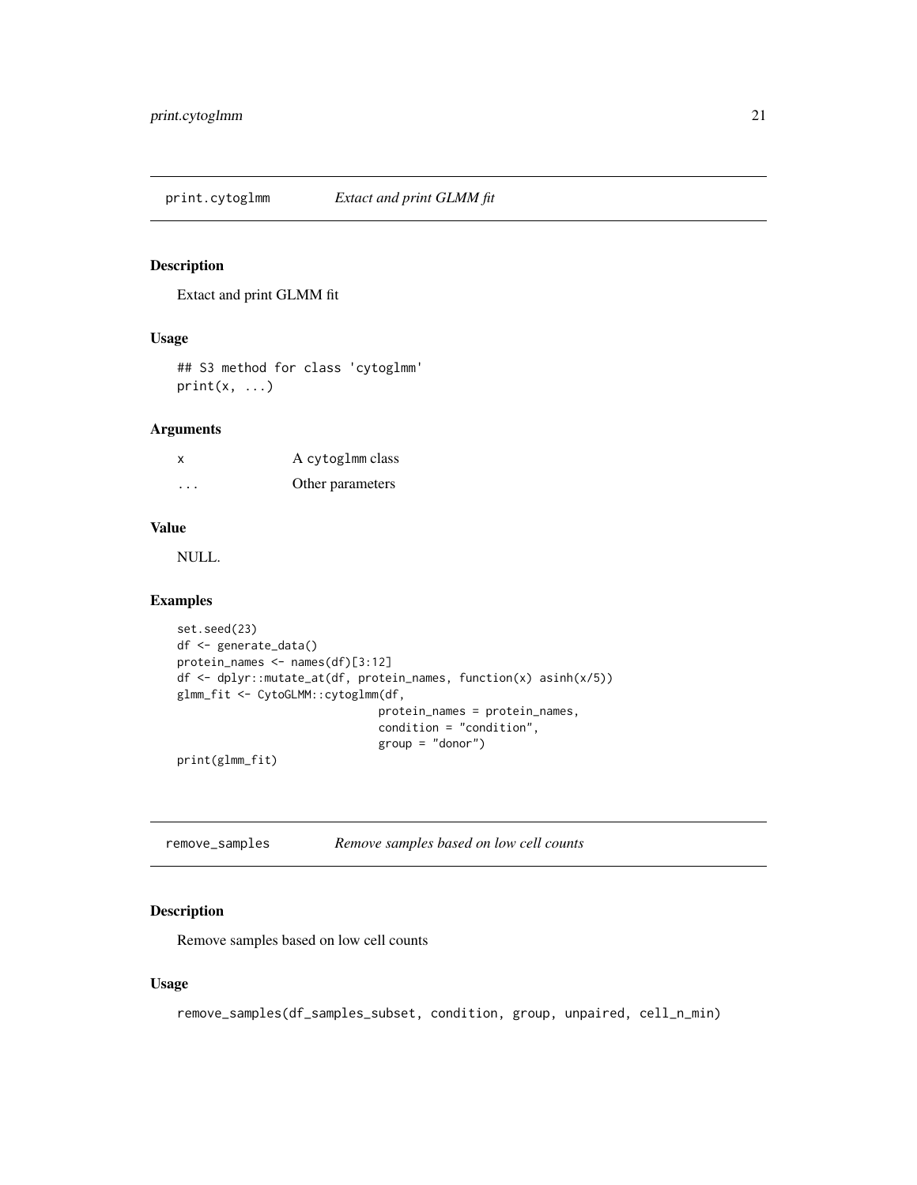## print.cytoglmm — *Extact and print GLMM fit*

### Description

Extact and print GLMM fit

### Usage

```
## S3 method for class 'cytoglmm'
print(x, ...)
```

### Arguments

| | |
|---|---|
| x | A cytoglmm class |
| ... | Other parameters |

### Value

NULL.

### Examples

```
set.seed(23)
df <- generate_data()
protein_names <- names(df)[3:12]
df <- dplyr::mutate_at(df, protein_names, function(x) asinh(x/5))
glmm_fit <- CytoGLMM::cytoglmm(df,
                               protein_names = protein_names,
                               condition = "condition",
                               group = "donor")
print(glmm_fit)
```

## remove_samples — *Remove samples based on low cell counts*

### Description

Remove samples based on low cell counts

### Usage

```
remove_samples(df_samples_subset, condition, group, unpaired, cell_n_min)
```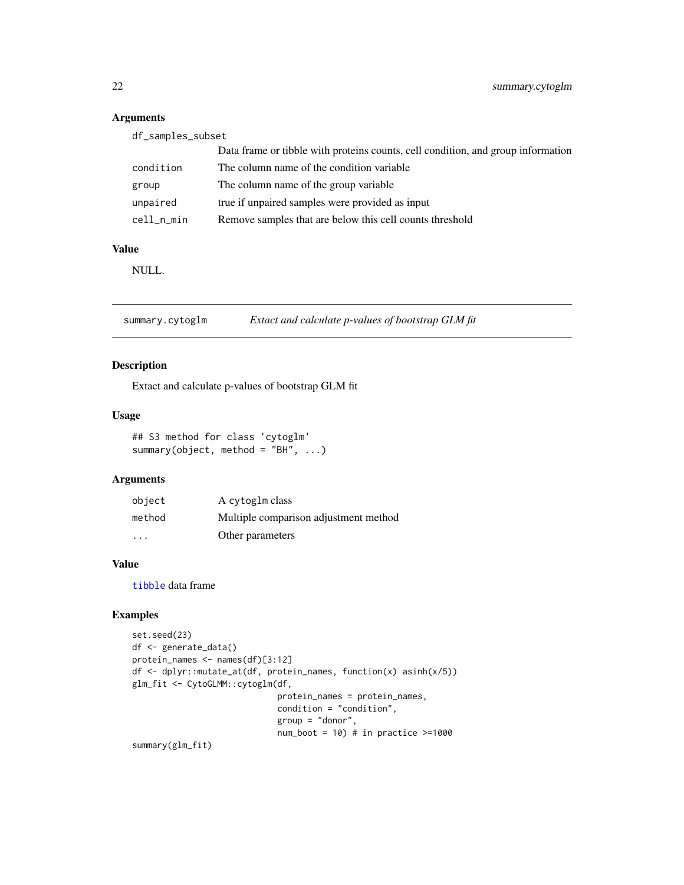### Arguments

| | |
|---|---|
| df_samples_subset | Data frame or tibble with proteins counts, cell condition, and group information |
| condition | The column name of the condition variable |
| group | The column name of the group variable |
| unpaired | true if unpaired samples were provided as input |
| cell_n_min | Remove samples that are below this cell counts threshold |

### Value

NULL.

---

## summary.cytoglm *Extact and calculate p-values of bootstrap GLM fit*

### Description

Extact and calculate p-values of bootstrap GLM fit

### Usage

```
## S3 method for class 'cytoglm'
summary(object, method = "BH", ...)
```

### Arguments

| | |
|---|---|
| object | A cytoglm class |
| method | Multiple comparison adjustment method |
| ... | Other parameters |

### Value

tibble data frame

### Examples

```
set.seed(23)
df <- generate_data()
protein_names <- names(df)[3:12]
df <- dplyr::mutate_at(df, protein_names, function(x) asinh(x/5))
glm_fit <- CytoGLMM::cytoglm(df,
                             protein_names = protein_names,
                             condition = "condition",
                             group = "donor",
                             num_boot = 10) # in practice >=1000
summary(glm_fit)
```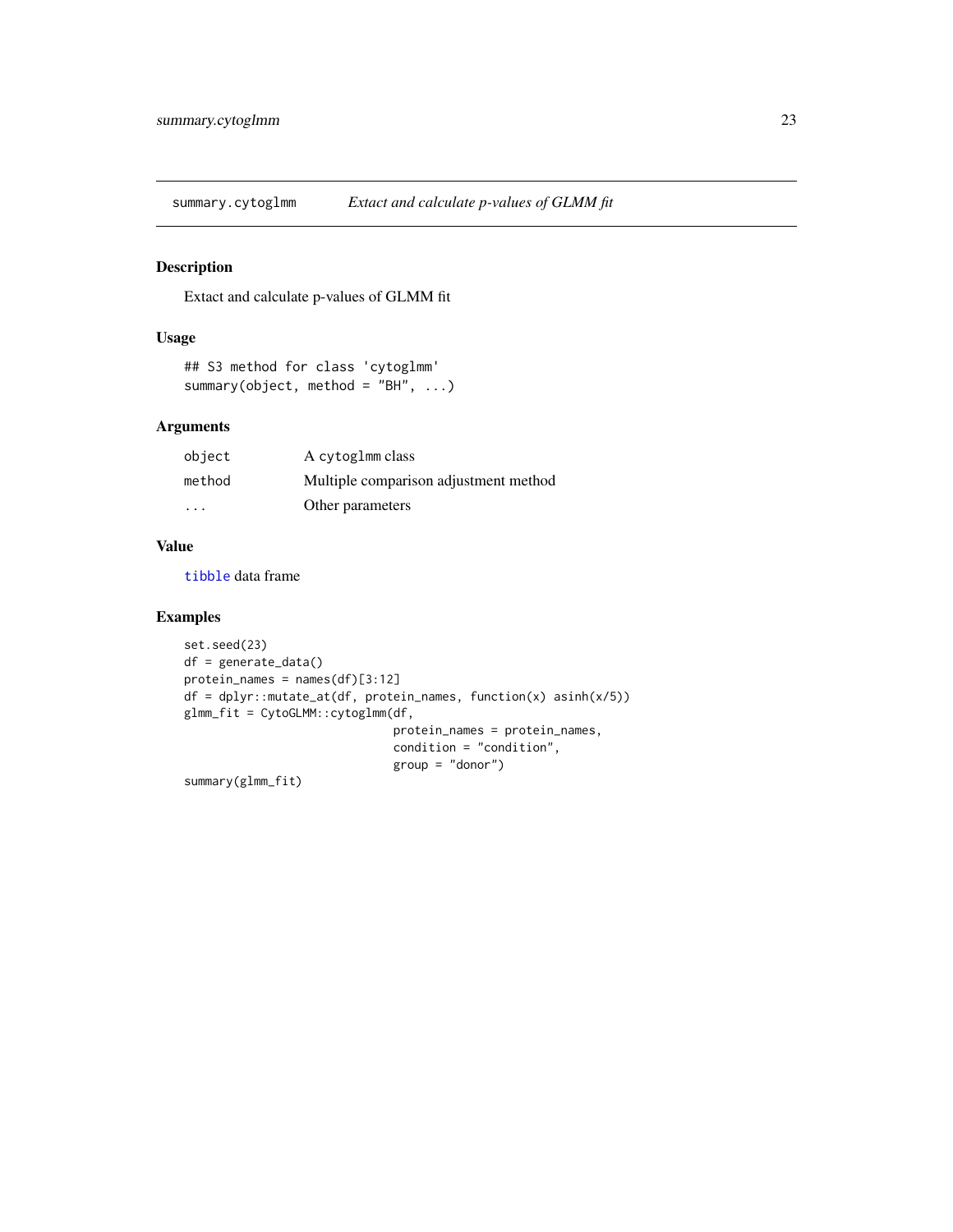## summary.cytoglmm — *Extact and calculate p-values of GLMM fit*

### Description

Extact and calculate p-values of GLMM fit

### Usage

```
## S3 method for class 'cytoglmm'
summary(object, method = "BH", ...)
```

### Arguments

| | |
|---|---|
| object | A cytoglmm class |
| method | Multiple comparison adjustment method |
| ... | Other parameters |

### Value

tibble data frame

### Examples

```
set.seed(23)
df = generate_data()
protein_names = names(df)[3:12]
df = dplyr::mutate_at(df, protein_names, function(x) asinh(x/5))
glmm_fit = CytoGLMM::cytoglmm(df,
                              protein_names = protein_names,
                              condition = "condition",
                              group = "donor")
summary(glmm_fit)
```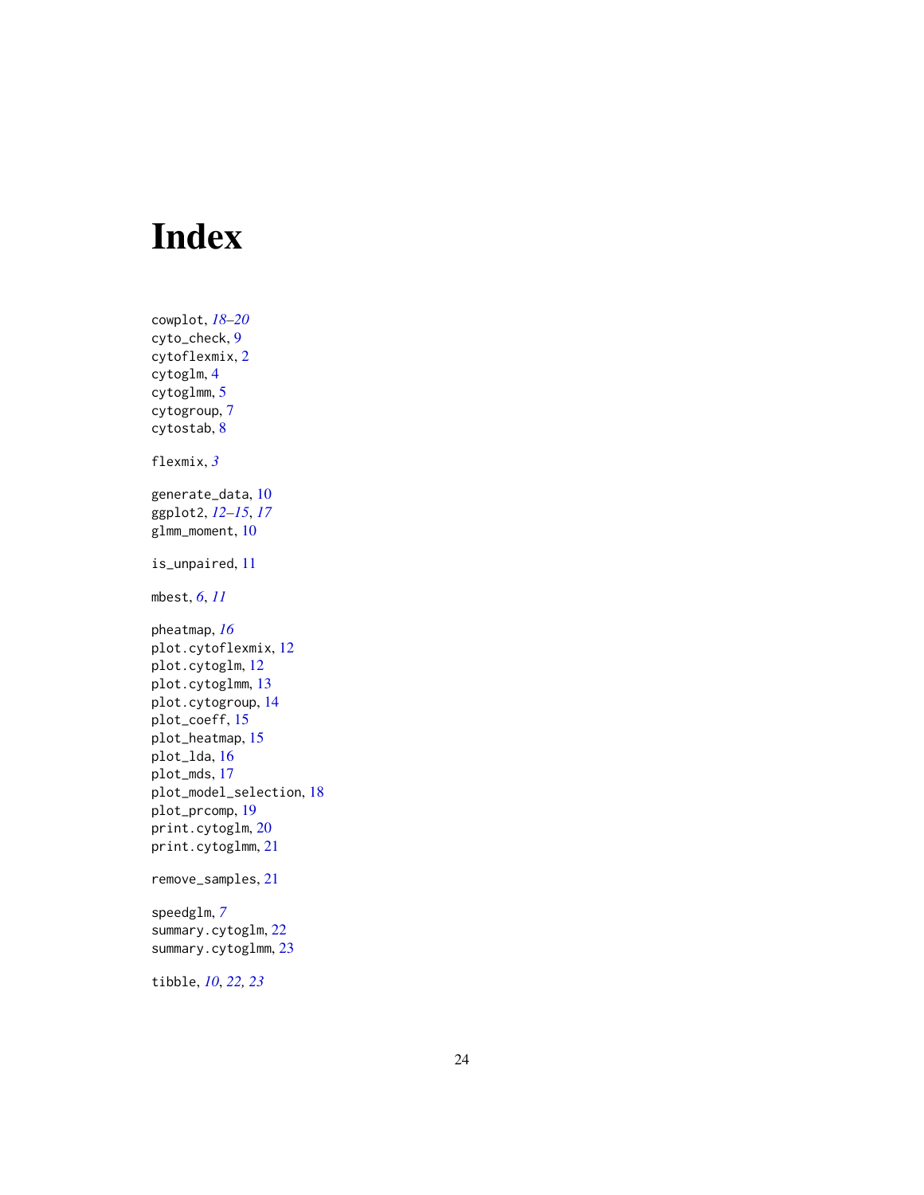# Index

cowplot, *18–20*
cyto_check, 9
cytoflexmix, 2
cytoglm, 4
cytoglmm, 5
cytogroup, 7
cytostab, 8

flexmix, *3*

generate_data, 10
ggplot2, *12–15*, *17*
glmm_moment, 10

is_unpaired, 11

mbest, *6*, *11*

pheatmap, *16*
plot.cytoflexmix, 12
plot.cytoglm, 12
plot.cytoglmm, 13
plot.cytogroup, 14
plot_coeff, 15
plot_heatmap, 15
plot_lda, 16
plot_mds, 17
plot_model_selection, 18
plot_prcomp, 19
print.cytoglm, 20
print.cytoglmm, 21

remove_samples, 21

speedglm, *7*
summary.cytoglm, 22
summary.cytoglmm, 23

tibble, *10*, *22, 23*